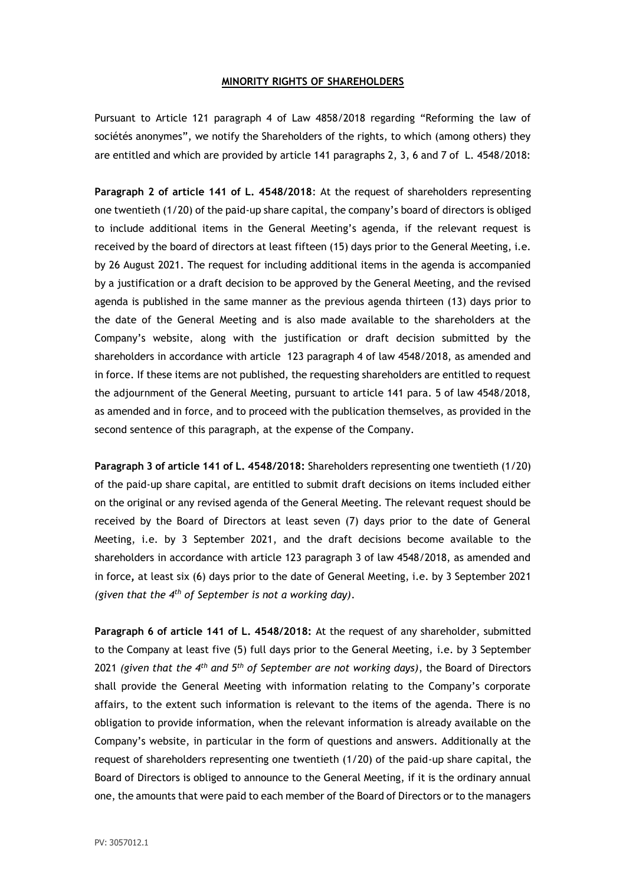## MINORITY RIGHTS OF SHAREHOLDERS

Pursuant to Article 121 paragraph 4 of Law 4858/2018 regarding "Reforming the law of sociétés anonymes", we notify the Shareholders of the rights, to which (among others) they are entitled and which are provided by article 141 paragraphs 2, 3, 6 and 7 of L. 4548/2018:

**Paragraph 2 of article 141 of L. 4548/2018**: At the request of shareholders representing one twentieth (1/20) of the paid-up share capital, the company's board of directors is obliged to include additional items in the General Meeting's agenda, if the relevant request is received by the board of directors at least fifteen (15) days prior to the General Meeting, i.e. by 26 August 2021. The request for including additional items in the agenda is accompanied by a justification or a draft decision to be approved by the General Meeting, and the revised agenda is published in the same manner as the previous agenda thirteen (13) days prior to the date of the General Meeting and is also made available to the shareholders at the Company's website, along with the justification or draft decision submitted by the shareholders in accordance with article 123 paragraph 4 of law 4548/2018, as amended and in force. If these items are not published, the requesting shareholders are entitled to request the adjournment of the General Meeting, pursuant to article 141 para. 5 of law 4548/2018, as amended and in force, and to proceed with the publication themselves, as provided in the second sentence of this paragraph, at the expense of the Company.

**Paragraph 3 of article 141 of L. 4548/2018:** Shareholders representing one twentieth (1/20) of the paid-up share capital, are entitled to submit draft decisions on items included either on the original or any revised agenda of the General Meeting. The relevant request should be received by the Board of Directors at least seven (7) days prior to the date of General Meeting, i.e. by 3 September 2021, and the draft decisions become available to the shareholders in accordance with article 123 paragraph 3 of law 4548/2018, as amended and in force, at least six (6) days prior to the date of General Meeting, i.e. by 3 September 2021 *(given that the 4th of September is not a working day)*.

**Paragraph 6 of article 141 of L. 4548/2018:** At the request of any shareholder, submitted to the Company at least five (5) full days prior to the General Meeting, i.e. by 3 September 2021 *(given that the 4th and 5th of September are not working days)*, the Board of Directors shall provide the General Meeting with information relating to the Company's corporate affairs, to the extent such information is relevant to the items of the agenda. There is no obligation to provide information, when the relevant information is already available on the Company's website, in particular in the form of questions and answers. Additionally at the request of shareholders representing one twentieth (1/20) of the paid-up share capital, the Board of Directors is obliged to announce to the General Meeting, if it is the ordinary annual one, the amounts that were paid to each member of the Board of Directors or to the managers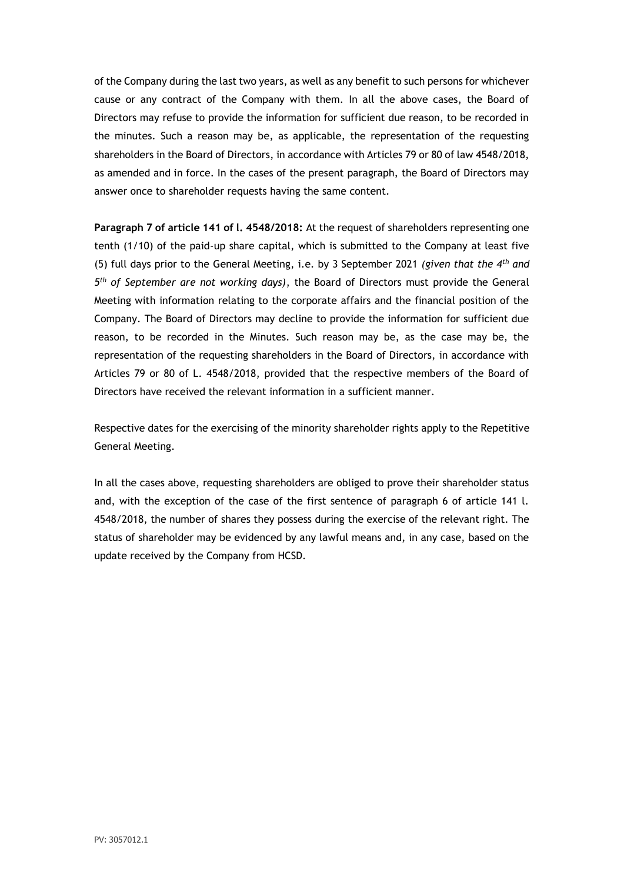of the Company during the last two years, as well as any benefit to such persons for whichever cause or any contract of the Company with them. In all the above cases, the Board of Directors may refuse to provide the information for sufficient due reason, to be recorded in the minutes. Such a reason may be, as applicable, the representation of the requesting shareholders in the Board of Directors, in accordance with Articles 79 or 80 of law 4548/2018, as amended and in force. In the cases of the present paragraph, the Board of Directors may answer once to shareholder requests having the same content.

**Paragraph 7 of article 141 of l. 4548/2018:** At the request of shareholders representing one tenth (1/10) of the paid-up share capital, which is submitted to the Company at least five (5) full days prior to the General Meeting, i.e. by 3 September 2021 *(given that the 4th and 5th of September are not working days)*, the Board of Directors must provide the General Meeting with information relating to the corporate affairs and the financial position of the Company. The Board of Directors may decline to provide the information for sufficient due reason, to be recorded in the Minutes. Such reason may be, as the case may be, the representation of the requesting shareholders in the Board of Directors, in accordance with Articles 79 or 80 of L. 4548/2018, provided that the respective members of the Board of Directors have received the relevant information in a sufficient manner.

Respective dates for the exercising of the minority shareholder rights apply to the Repetitive General Meeting.

In all the cases above, requesting shareholders are obliged to prove their shareholder status and, with the exception of the case of the first sentence of paragraph 6 of article 141 l. 4548/2018, the number of shares they possess during the exercise of the relevant right. The status of shareholder may be evidenced by any lawful means and, in any case, based on the update received by the Company from HCSD.

PV: 3057012.1